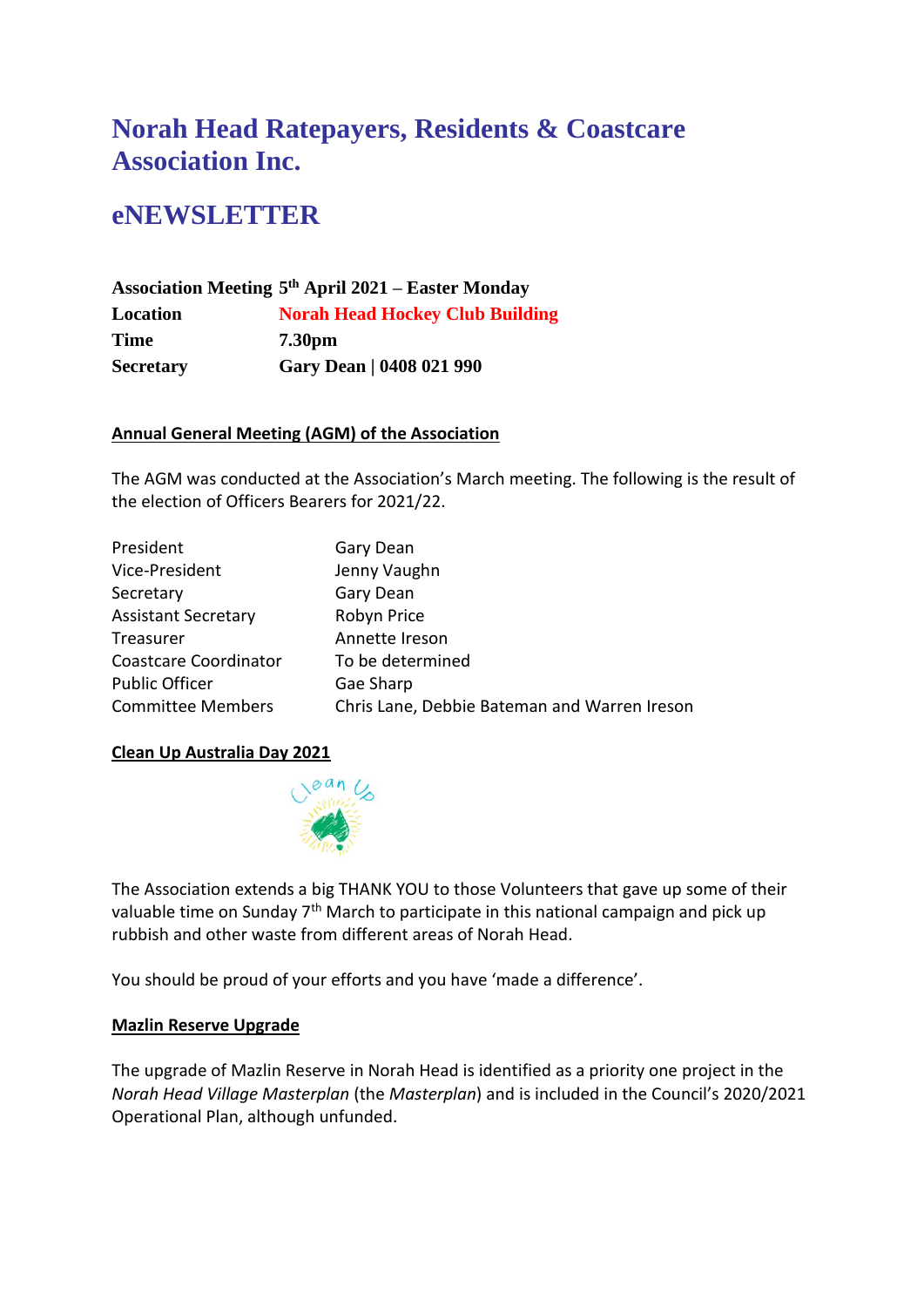# Norah Head Ratepayers, Residents & Coastcare Association Inc.

# eNEWSLETTER

| | |
|---|---|
| **Association Meeting** | **5th April 2021 – Easter Monday** |
| **Location** | **Norah Head Hockey Club Building** |
| **Time** | **7.30pm** |
| **Secretary** | **Gary Dean \| 0408 021 990** |

## Annual General Meeting (AGM) of the Association

The AGM was conducted at the Association's March meeting. The following is the result of the election of Officers Bearers for 2021/22.

| | |
|---|---|
| President | Gary Dean |
| Vice-President | Jenny Vaughn |
| Secretary | Gary Dean |
| Assistant Secretary | Robyn Price |
| Treasurer | Annette Ireson |
| Coastcare Coordinator | To be determined |
| Public Officer | Gae Sharp |
| Committee Members | Chris Lane, Debbie Bateman and Warren Ireson |

## Clean Up Australia Day 2021

The Association extends a big THANK YOU to those Volunteers that gave up some of their valuable time on Sunday 7th March to participate in this national campaign and pick up rubbish and other waste from different areas of Norah Head.

You should be proud of your efforts and you have 'made a difference'.

## Mazlin Reserve Upgrade

The upgrade of Mazlin Reserve in Norah Head is identified as a priority one project in the *Norah Head Village Masterplan* (the *Masterplan*) and is included in the Council's 2020/2021 Operational Plan, although unfunded.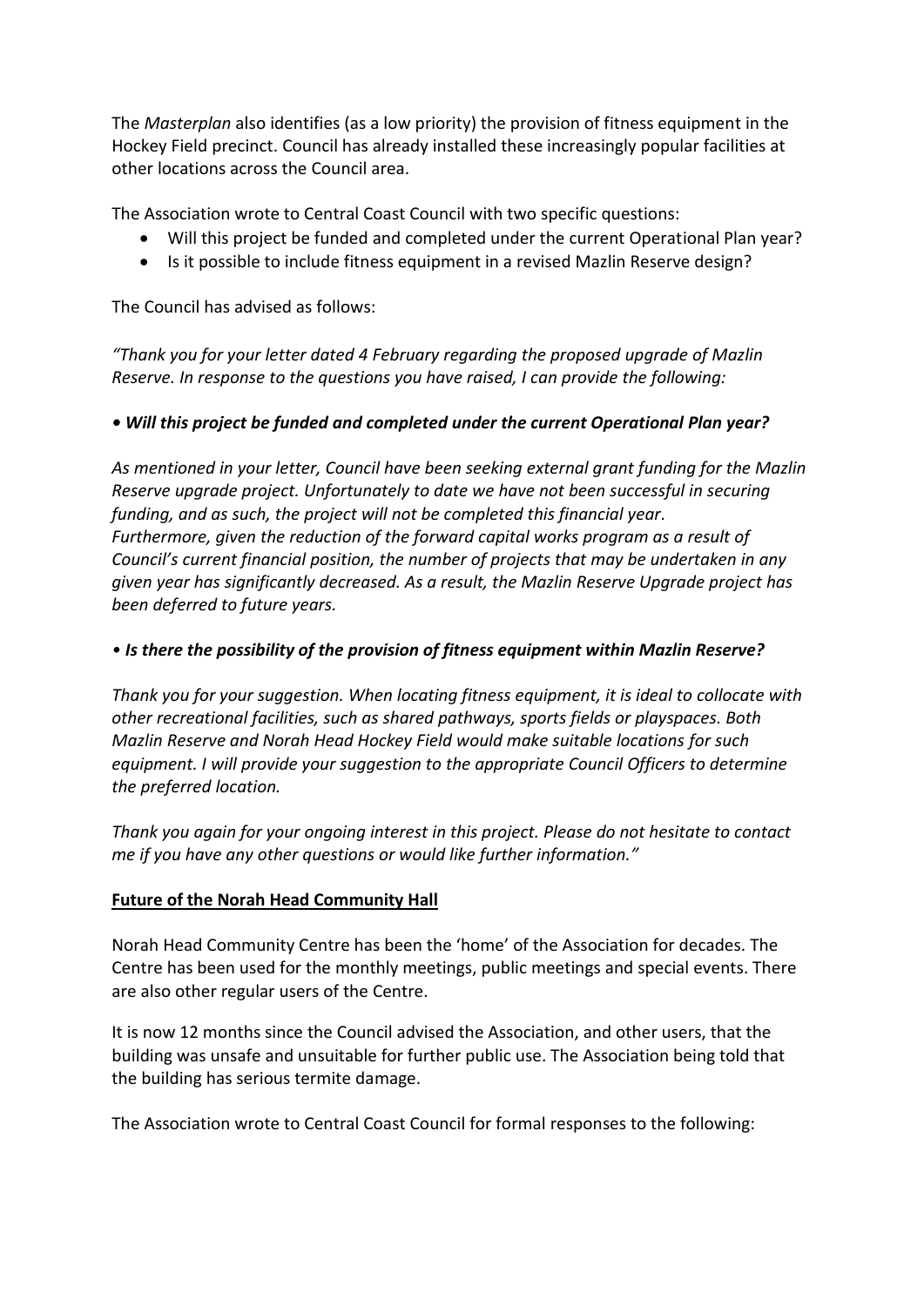The *Masterplan* also identifies (as a low priority) the provision of fitness equipment in the Hockey Field precinct. Council has already installed these increasingly popular facilities at other locations across the Council area.

The Association wrote to Central Coast Council with two specific questions:

- Will this project be funded and completed under the current Operational Plan year?
- Is it possible to include fitness equipment in a revised Mazlin Reserve design?

The Council has advised as follows:

*"Thank you for your letter dated 4 February regarding the proposed upgrade of Mazlin Reserve. In response to the questions you have raised, I can provide the following:*

***• Will this project be funded and completed under the current Operational Plan year?***

*As mentioned in your letter, Council have been seeking external grant funding for the Mazlin Reserve upgrade project. Unfortunately to date we have not been successful in securing funding, and as such, the project will not be completed this financial year. Furthermore, given the reduction of the forward capital works program as a result of Council's current financial position, the number of projects that may be undertaken in any given year has significantly decreased. As a result, the Mazlin Reserve Upgrade project has been deferred to future years.*

*•* ***Is there the possibility of the provision of fitness equipment within Mazlin Reserve?***

*Thank you for your suggestion. When locating fitness equipment, it is ideal to collocate with other recreational facilities, such as shared pathways, sports fields or playspaces. Both Mazlin Reserve and Norah Head Hockey Field would make suitable locations for such equipment. I will provide your suggestion to the appropriate Council Officers to determine the preferred location.*

*Thank you again for your ongoing interest in this project. Please do not hesitate to contact me if you have any other questions or would like further information."*

**<u>Future of the Norah Head Community Hall</u>**

Norah Head Community Centre has been the 'home' of the Association for decades. The Centre has been used for the monthly meetings, public meetings and special events. There are also other regular users of the Centre.

It is now 12 months since the Council advised the Association, and other users, that the building was unsafe and unsuitable for further public use. The Association being told that the building has serious termite damage.

The Association wrote to Central Coast Council for formal responses to the following: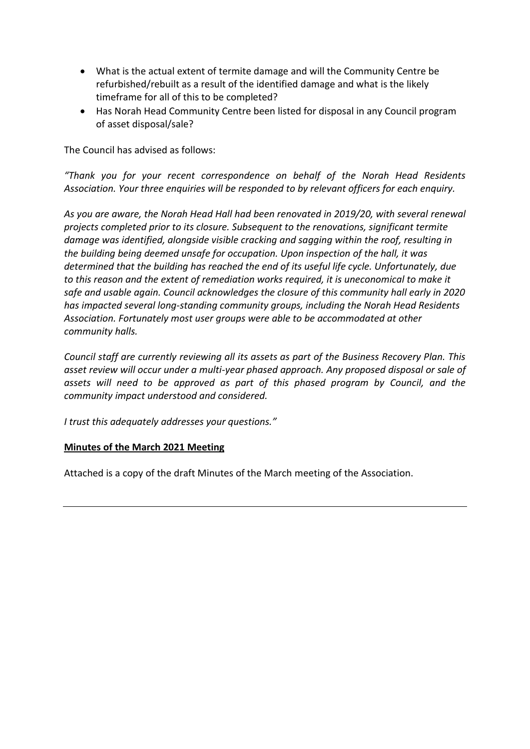- What is the actual extent of termite damage and will the Community Centre be refurbished/rebuilt as a result of the identified damage and what is the likely timeframe for all of this to be completed?
- Has Norah Head Community Centre been listed for disposal in any Council program of asset disposal/sale?

The Council has advised as follows:

*"Thank you for your recent correspondence on behalf of the Norah Head Residents Association. Your three enquiries will be responded to by relevant officers for each enquiry.*

*As you are aware, the Norah Head Hall had been renovated in 2019/20, with several renewal projects completed prior to its closure. Subsequent to the renovations, significant termite damage was identified, alongside visible cracking and sagging within the roof, resulting in the building being deemed unsafe for occupation. Upon inspection of the hall, it was determined that the building has reached the end of its useful life cycle. Unfortunately, due to this reason and the extent of remediation works required, it is uneconomical to make it safe and usable again. Council acknowledges the closure of this community hall early in 2020 has impacted several long-standing community groups, including the Norah Head Residents Association. Fortunately most user groups were able to be accommodated at other community halls.*

*Council staff are currently reviewing all its assets as part of the Business Recovery Plan. This asset review will occur under a multi-year phased approach. Any proposed disposal or sale of assets will need to be approved as part of this phased program by Council, and the community impact understood and considered.*

*I trust this adequately addresses your questions."*

**Minutes of the March 2021 Meeting**

Attached is a copy of the draft Minutes of the March meeting of the Association.

---